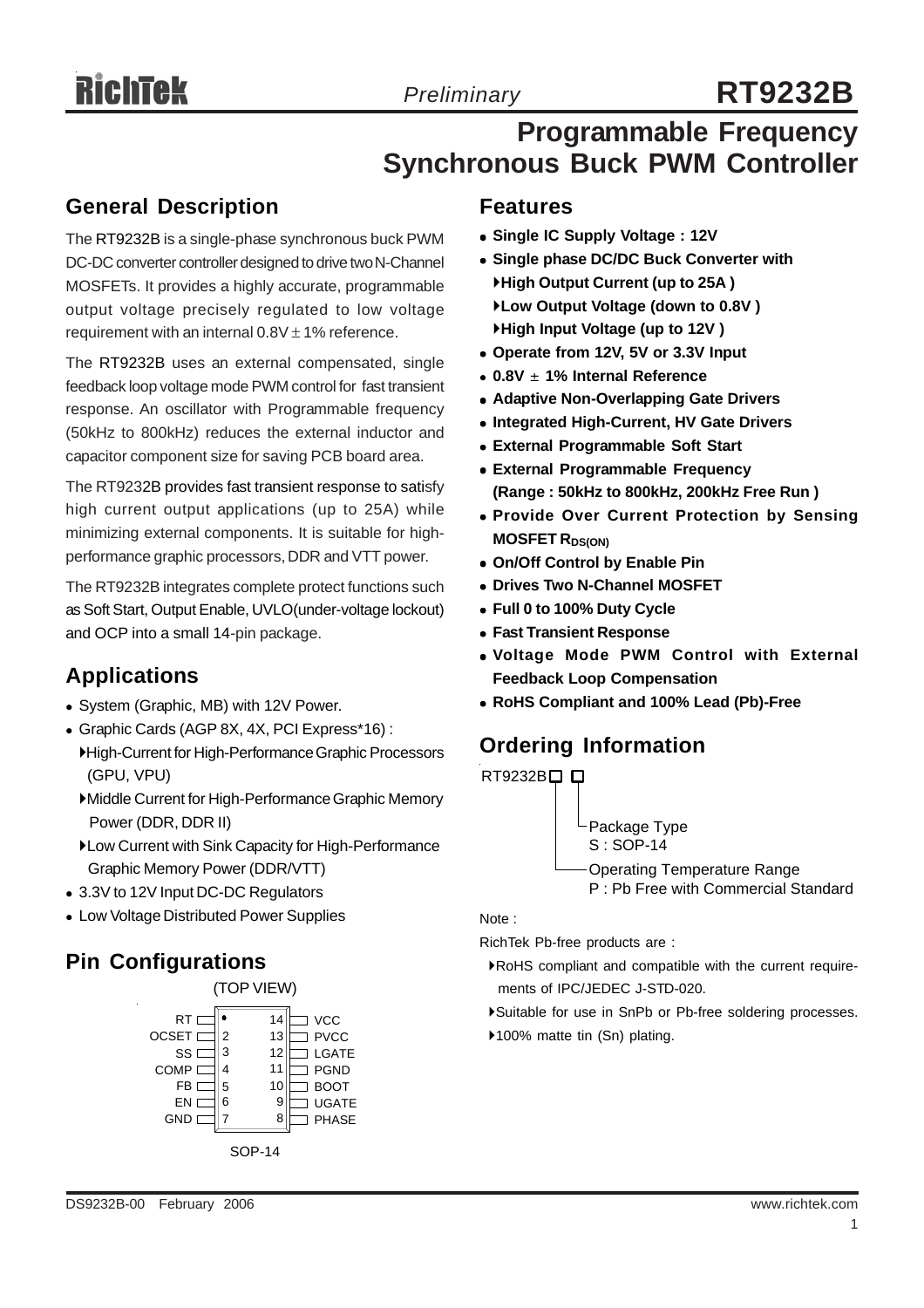# RT9232B

*Preliminary*

## Programmable Frequency Synchronous Buck PWM Controller

## General Description

The RT9232B is a single-phase synchronous buck PWM DC-DC converter controller designed to drive two N-Channel MOSFETs. It provides a highly accurate, programmable output voltage precisely regulated to low voltage requirement with an internal 0.8V ± 1% reference.

The RT9232B uses an external compensated, single feedback loop voltage mode PWM control for fast transient response. An oscillator with Programmable frequency (50kHz to 800kHz) reduces the external inductor and capacitor component size for saving PCB board area.

The RT9232B provides fast transient response to satisfy high current output applications (up to 25A) while minimizing external components. It is suitable for high-performance graphic processors, DDR and VTT power.

The RT9232B integrates complete protect functions such as Soft Start, Output Enable, UVLO(under-voltage lockout) and OCP into a small 14-pin package.

## Applications

- System (Graphic, MB) with 12V Power.
- Graphic Cards (AGP 8X, 4X, PCI Express*16) :
  - High-Current for High-Performance Graphic Processors (GPU, VPU)
  - Middle Current for High-Performance Graphic Memory Power (DDR, DDR II)
  - Low Current with Sink Capacity for High-Performance Graphic Memory Power (DDR/VTT)
- 3.3V to 12V Input DC-DC Regulators
- Low Voltage Distributed Power Supplies

## Pin Configurations

(TOP VIEW)

| Pin | Name | Pin | Name |
|---|---|---|---|
| 1 | RT | 14 | VCC |
| 2 | OCSET | 13 | PVCC |
| 3 | SS | 12 | LGATE |
| 4 | COMP | 11 | PGND |
| 5 | FB | 10 | BOOT |
| 6 | EN | 9 | UGATE |
| 7 | GND | 8 | PHASE |

SOP-14

## Features

- **Single IC Supply Voltage : 12V**
- **Single phase DC/DC Buck Converter with**
  - **High Output Current (up to 25A )**
  - **Low Output Voltage (down to 0.8V )**
  - **High Input Voltage (up to 12V )**
- **Operate from 12V, 5V or 3.3V Input**
- **0.8V ± 1% Internal Reference**
- **Adaptive Non-Overlapping Gate Drivers**
- **Integrated High-Current, HV Gate Drivers**
- **External Programmable Soft Start**
- **External Programmable Frequency (Range : 50kHz to 800kHz, 200kHz Free Run )**
- **Provide Over Current Protection by Sensing MOSFET $R_{DS(ON)}$**
- **On/Off Control by Enable Pin**
- **Drives Two N-Channel MOSFET**
- **Full 0 to 100% Duty Cycle**
- **Fast Transient Response**
- **Voltage Mode PWM Control with External Feedback Loop Compensation**
- **RoHS Compliant and 100% Lead (Pb)-Free**

## Ordering Information

RT9232B□ □

- Package Type
  - S : SOP-14
- Operating Temperature Range
  - P : Pb Free with Commercial Standard

Note :

RichTek Pb-free products are :

- RoHS compliant and compatible with the current requirements of IPC/JEDEC J-STD-020.
- Suitable for use in SnPb or Pb-free soldering processes.
- 100% matte tin (Sn) plating.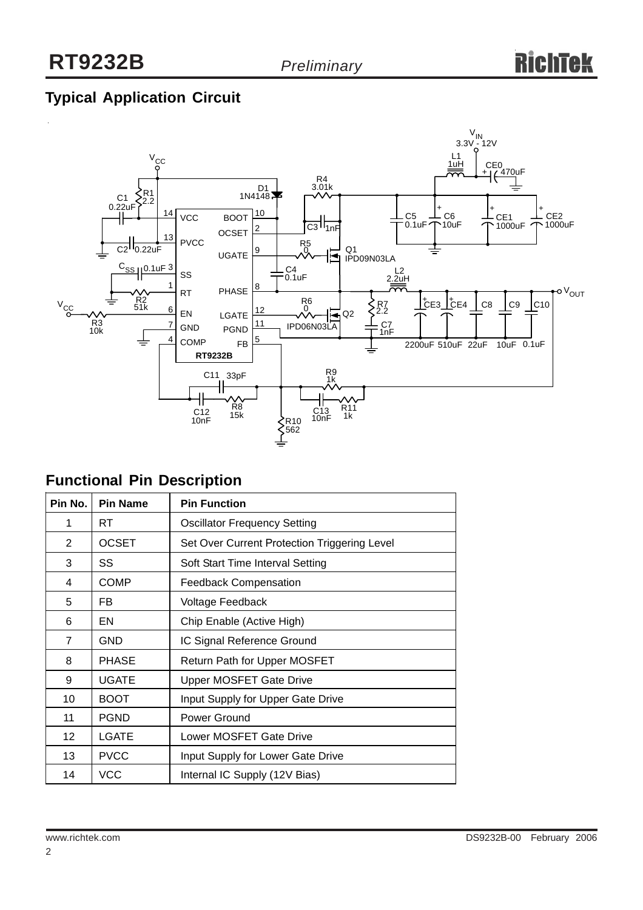## Typical Application Circuit

## Functional Pin Description

| Pin No. | Pin Name | Pin Function |
|---|---|---|
| 1 | RT | Oscillator Frequency Setting |
| 2 | OCSET | Set Over Current Protection Triggering Level |
| 3 | SS | Soft Start Time Interval Setting |
| 4 | COMP | Feedback Compensation |
| 5 | FB | Voltage Feedback |
| 6 | EN | Chip Enable (Active High) |
| 7 | GND | IC Signal Reference Ground |
| 8 | PHASE | Return Path for Upper MOSFET |
| 9 | UGATE | Upper MOSFET Gate Drive |
| 10 | BOOT | Input Supply for Upper Gate Drive |
| 11 | PGND | Power Ground |
| 12 | LGATE | Lower MOSFET Gate Drive |
| 13 | PVCC | Input Supply for Lower Gate Drive |
| 14 | VCC | Internal IC Supply (12V Bias) |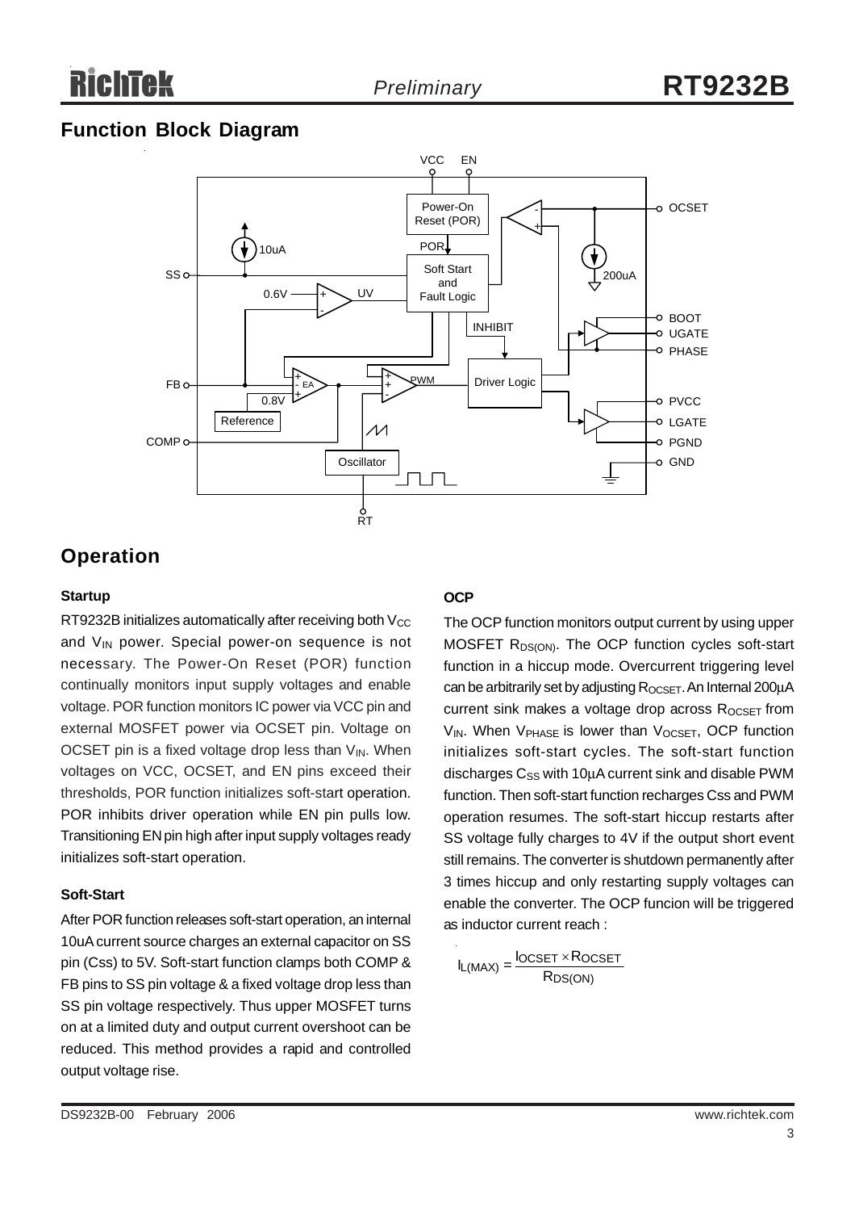## Function Block Diagram

## Operation

### Startup

RT9232B initializes automatically after receiving both $V_{CC}$ and $V_{IN}$ power. Special power-on sequence is not necessary. The Power-On Reset (POR) function continually monitors input supply voltages and enable voltage. POR function monitors IC power via VCC pin and external MOSFET power via OCSET pin. Voltage on OCSET pin is a fixed voltage drop less than $V_{IN}$. When voltages on VCC, OCSET, and EN pins exceed their thresholds, POR function initializes soft-start operation. POR inhibits driver operation while EN pin pulls low. Transitioning EN pin high after input supply voltages ready initializes soft-start operation.

### Soft-Start

After POR function releases soft-start operation, an internal 10uA current source charges an external capacitor on SS pin (Css) to 5V. Soft-start function clamps both COMP & FB pins to SS pin voltage & a fixed voltage drop less than SS pin voltage respectively. Thus upper MOSFET turns on at a limited duty and output current overshoot can be reduced. This method provides a rapid and controlled output voltage rise.

### OCP

The OCP function monitors output current by using upper MOSFET $R_{DS(ON)}$. The OCP function cycles soft-start function in a hiccup mode. Overcurrent triggering level can be arbitrarily set by adjusting $R_{OCSET}$. An Internal 200μA current sink makes a voltage drop across $R_{OCSET}$ from $V_{IN}$. When $V_{PHASE}$ is lower than $V_{OCSET}$, OCP function initializes soft-start cycles. The soft-start function discharges $C_{SS}$ with 10μA current sink and disable PWM function. Then soft-start function recharges Css and PWM operation resumes. The soft-start hiccup restarts after SS voltage fully charges to 4V if the output short event still remains. The converter is shutdown permanently after 3 times hiccup and only restarting supply voltages can enable the converter. The OCP funcion will be triggered as inductor current reach :

$$I_{L(MAX)} = \frac{I_{OCSET} \times R_{OCSET}}{R_{DS(ON)}}$$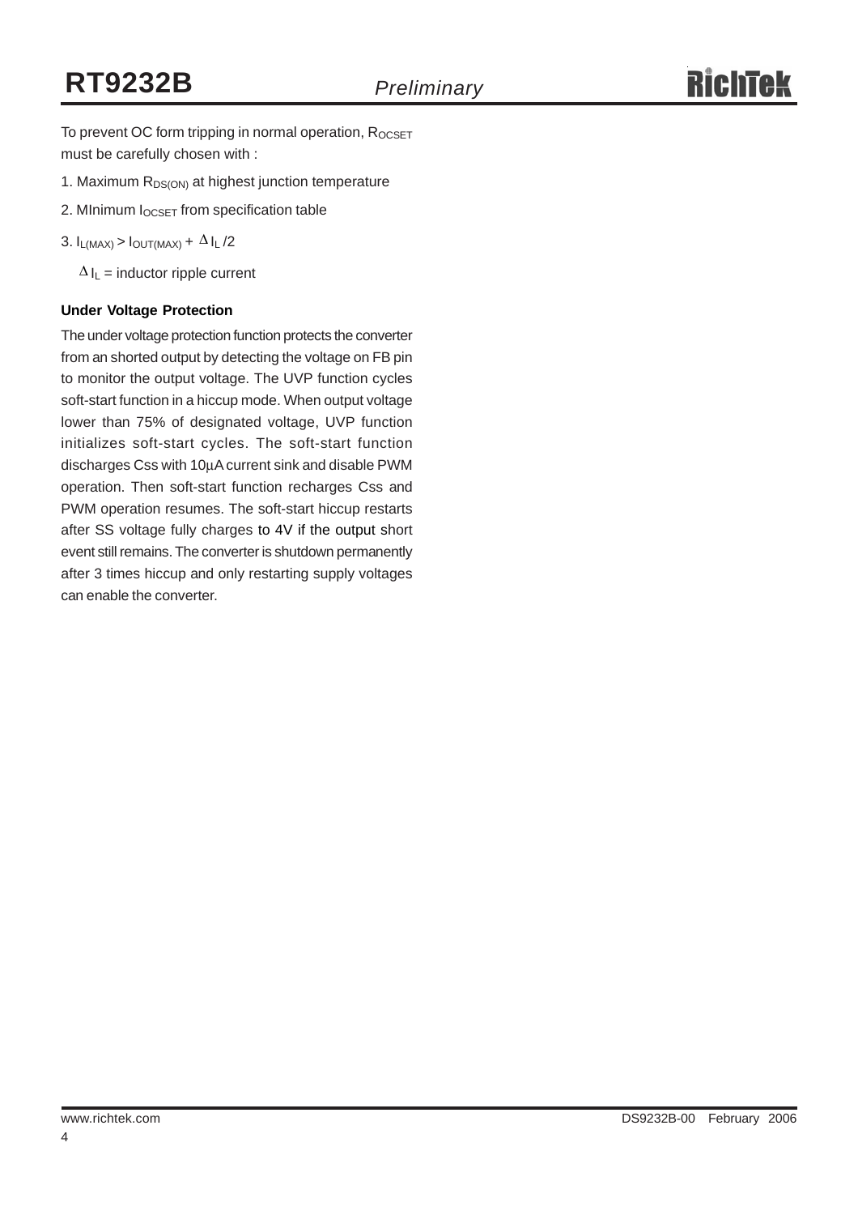To prevent OC form tripping in normal operation, $R_{OCSET}$ must be carefully chosen with :

1. Maximum $R_{DS(ON)}$ at highest junction temperature
2. MInimum $I_{OCSET}$ from specification table
3. $I_{L(MAX)} > I_{OUT(MAX)} + \Delta I_L /2$

   $\Delta I_L$ = inductor ripple current

**Under Voltage Protection**

The under voltage protection function protects the converter from an shorted output by detecting the voltage on FB pin to monitor the output voltage. The UVP function cycles soft-start function in a hiccup mode. When output voltage lower than 75% of designated voltage, UVP function initializes soft-start cycles. The soft-start function discharges Css with 10μA current sink and disable PWM operation. Then soft-start function recharges Css and PWM operation resumes. The soft-start hiccup restarts after SS voltage fully charges to 4V if the output short event still remains. The converter is shutdown permanently after 3 times hiccup and only restarting supply voltages can enable the converter.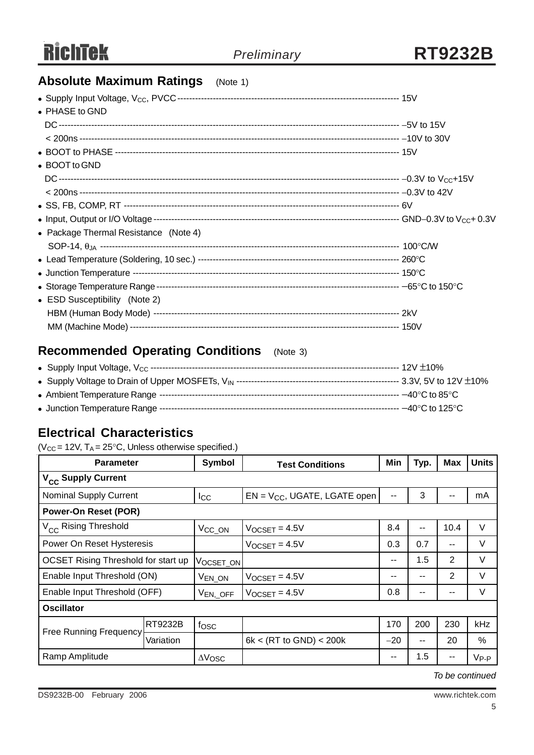## Absolute Maximum Ratings (Note 1)

- Supply Input Voltage, $V_{CC}$, PVCC ------------------------------------------------------------------------ 15V
- PHASE to GND
  - DC ------------------------------------------------------------------------------------------------------------------ −5V to 15V
  - < 200ns --------------------------------------------------------------------------------------------------------- −10V to 30V
- BOOT to PHASE ---------------------------------------------------------------------------------------------- 15V
- BOOT to GND
  - DC ------------------------------------------------------------------------------------------------------------------ −0.3V to $V_{CC}$+15V
  - < 200ns --------------------------------------------------------------------------------------------------------- −0.3V to 42V
- SS, FB, COMP, RT -------------------------------------------------------------------------------------------- 6V
- Input, Output or I/O Voltage ---------------------------------------------------------------------------------- GND−0.3V to $V_{CC}$+ 0.3V
- Package Thermal Resistance (Note 4)
  - SOP-14, $\theta_{JA}$ ---------------------------------------------------------------------------------------------- 100°C/W
- Lead Temperature (Soldering, 10 sec.) -------------------------------------------------------------------- 260°C
- Junction Temperature ---------------------------------------------------------------------------------------- 150°C
- Storage Temperature Range --------------------------------------------------------------------------------- −65°C to 150°C
- ESD Susceptibility (Note 2)
  - HBM (Human Body Mode) --------------------------------------------------------------------------------- 2kV
  - MM (Machine Mode) -------------------------------------------------------------------------------------- 150V

## Recommended Operating Conditions (Note 3)

- Supply Input Voltage, $V_{CC}$ ------------------------------------------------------------------------------- 12V ±10%
- Supply Voltage to Drain of Upper MOSFETs, $V_{IN}$ -------------------------------------------------------- 3.3V, 5V to 12V ±10%
- Ambient Temperature Range -------------------------------------------------------------------------------- −40°C to 85°C
- Junction Temperature Range -------------------------------------------------------------------------------- −40°C to 125°C

## Electrical Characteristics

($V_{CC}$ = 12V, $T_A$ = 25°C, Unless otherwise specified.)

| Parameter | | Symbol | Test Conditions | Min | Typ. | Max | Units |
|---|---|---|---|---|---|---|---|
| **$V_{CC}$ Supply Current** | | | | | | | |
| Nominal Supply Current | | $I_{CC}$ | EN = $V_{CC}$, UGATE, LGATE open | -- | 3 | -- | mA |
| **Power-On Reset (POR)** | | | | | | | |
| $V_{CC}$ Rising Threshold | | $V_{CC\_ON}$ | $V_{OCSET}$ = 4.5V | 8.4 | -- | 10.4 | V |
| Power On Reset Hysteresis | | | $V_{OCSET}$ = 4.5V | 0.3 | 0.7 | -- | V |
| OCSET Rising Threshold for start up | | $V_{OCSET\_ON}$ | | -- | 1.5 | 2 | V |
| Enable Input Threshold (ON) | | $V_{EN\_ON}$ | $V_{OCSET}$ = 4.5V | -- | -- | 2 | V |
| Enable Input Threshold (OFF) | | $V_{EN,\_OFF}$ | $V_{OCSET}$ = 4.5V | 0.8 | -- | -- | V |
| **Oscillator** | | | | | | | |
| Free Running Frequency | RT9232B | $f_{OSC}$ | | 170 | 200 | 230 | kHz |
| | Variation | | 6k < (RT to GND) < 200k | −20 | -- | 20 | % |
| Ramp Amplitude | | $\Delta V_{OSC}$ | | -- | 1.5 | -- | $V_{P-P}$ |

*To be continued*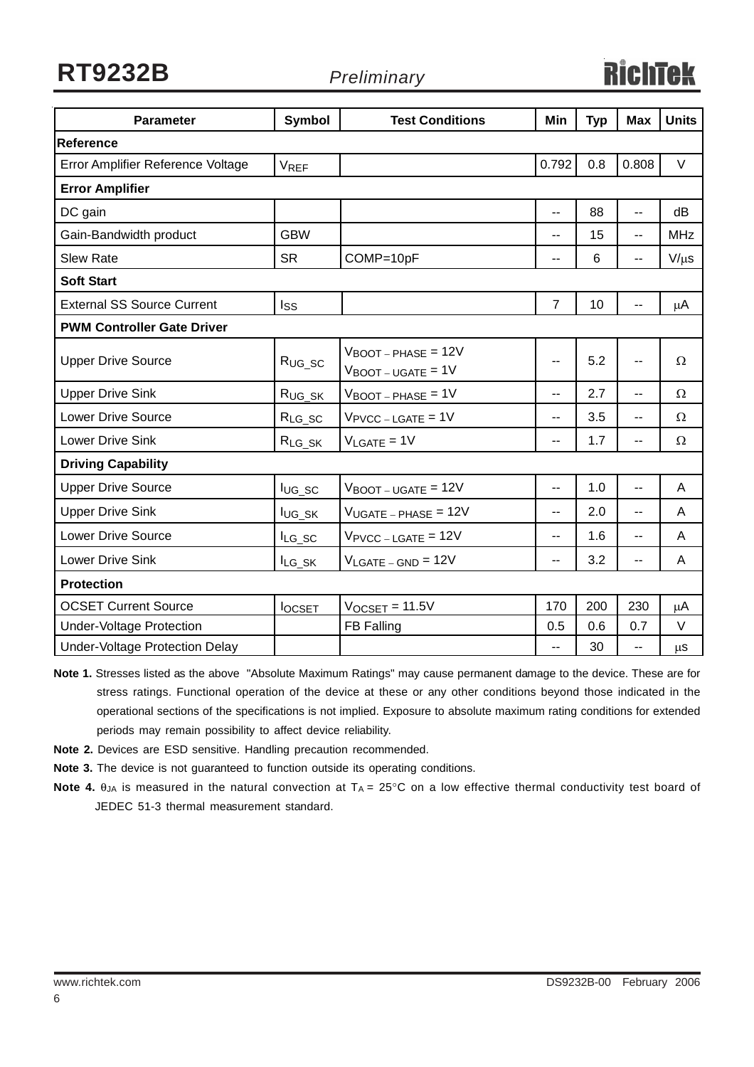| Parameter | Symbol | Test Conditions | Min | Typ | Max | Units |
|---|---|---|---|---|---|---|
| **Reference** | | | | | | |
| Error Amplifier Reference Voltage | $V_{REF}$ | | 0.792 | 0.8 | 0.808 | V |
| **Error Amplifier** | | | | | | |
| DC gain | | | -- | 88 | -- | dB |
| Gain-Bandwidth product | GBW | | -- | 15 | -- | MHz |
| Slew Rate | SR | COMP=10pF | -- | 6 | -- | V/μs |
| **Soft Start** | | | | | | |
| External SS Source Current | $I_{SS}$ | | 7 | 10 | -- | μA |
| **PWM Controller Gate Driver** | | | | | | |
| Upper Drive Source | $R_{UG\_SC}$ | $V_{BOOT-PHASE}$ = 12V $V_{BOOT-UGATE}$ = 1V | -- | 5.2 | -- | Ω |
| Upper Drive Sink | $R_{UG\_SK}$ | $V_{BOOT-PHASE}$ = 1V | -- | 2.7 | -- | Ω |
| Lower Drive Source | $R_{LG\_SC}$ | $V_{PVCC-LGATE}$ = 1V | -- | 3.5 | -- | Ω |
| Lower Drive Sink | $R_{LG\_SK}$ | $V_{LGATE}$ = 1V | -- | 1.7 | -- | Ω |
| **Driving Capability** | | | | | | |
| Upper Drive Source | $I_{UG\_SC}$ | $V_{BOOT-UGATE}$ = 12V | -- | 1.0 | -- | A |
| Upper Drive Sink | $I_{UG\_SK}$ | $V_{UGATE-PHASE}$ = 12V | -- | 2.0 | -- | A |
| Lower Drive Source | $I_{LG\_SC}$ | $V_{PVCC-LGATE}$ = 12V | -- | 1.6 | -- | A |
| Lower Drive Sink | $I_{LG\_SK}$ | $V_{LGATE-GND}$ = 12V | -- | 3.2 | -- | A |
| **Protection** | | | | | | |
| OCSET Current Source | $I_{OCSET}$ | $V_{OCSET}$ = 11.5V | 170 | 200 | 230 | μA |
| Under-Voltage Protection | | FB Falling | 0.5 | 0.6 | 0.7 | V |
| Under-Voltage Protection Delay | | | -- | 30 | -- | μs |

**Note 1.** Stresses listed as the above "Absolute Maximum Ratings" may cause permanent damage to the device. These are for stress ratings. Functional operation of the device at these or any other conditions beyond those indicated in the operational sections of the specifications is not implied. Exposure to absolute maximum rating conditions for extended periods may remain possibility to affect device reliability.

**Note 2.** Devices are ESD sensitive. Handling precaution recommended.

**Note 3.** The device is not guaranteed to function outside its operating conditions.

**Note 4.** $\theta_{JA}$ is measured in the natural convection at $T_A$ = 25°C on a low effective thermal conductivity test board of JEDEC 51-3 thermal measurement standard.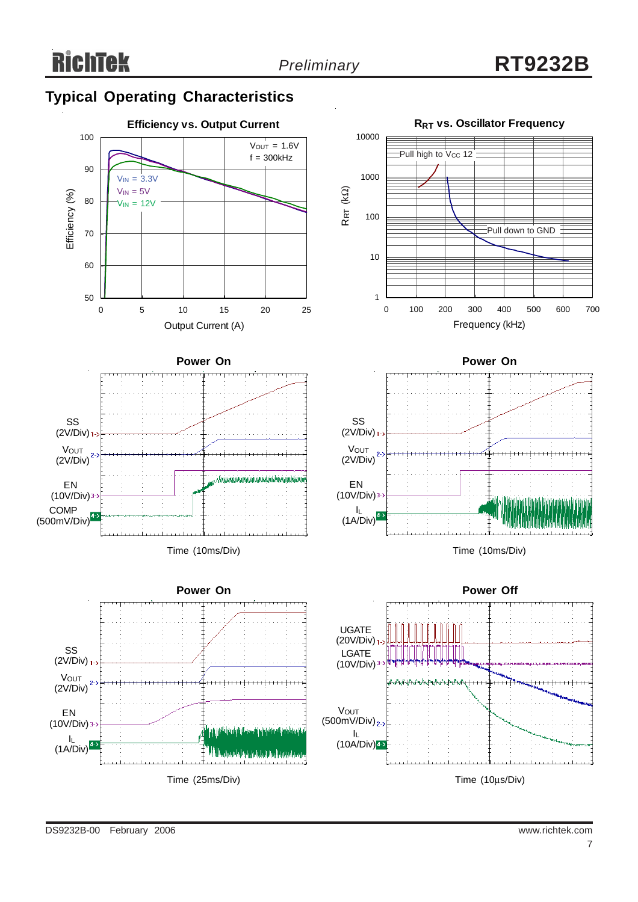## Typical Operating Characteristics

**Efficiency vs. Output Current**

Efficiency (%) vs. Output Current (A)

$V_{OUT}$ = 1.6V
f = 300kHz

$V_{IN}$ = 3.3V
$V_{IN}$ = 5V
$V_{IN}$ = 12V

**$R_{RT}$ vs. Oscillator Frequency**

$R_{RT}$ (kΩ) vs. Frequency (kHz)

Pull high to $V_{CC}$ 12
Pull down to GND

**Power On**

SS (2V/Div)
$V_{OUT}$ (2V/Div)
EN (10V/Div)
COMP (500mV/Div)

Time (10ms/Div)

**Power On**

SS (2V/Div)
$V_{OUT}$ (2V/Div)
EN (10V/Div)
$I_L$ (1A/Div)

Time (10ms/Div)

**Power On**

SS (2V/Div)
$V_{OUT}$ (2V/Div)
EN (10V/Div)
$I_L$ (1A/Div)

Time (25ms/Div)

**Power Off**

UGATE (20V/Div)
LGATE (10V/Div)
$V_{OUT}$ (500mV/Div)
$I_L$ (10A/Div)

Time (10μs/Div)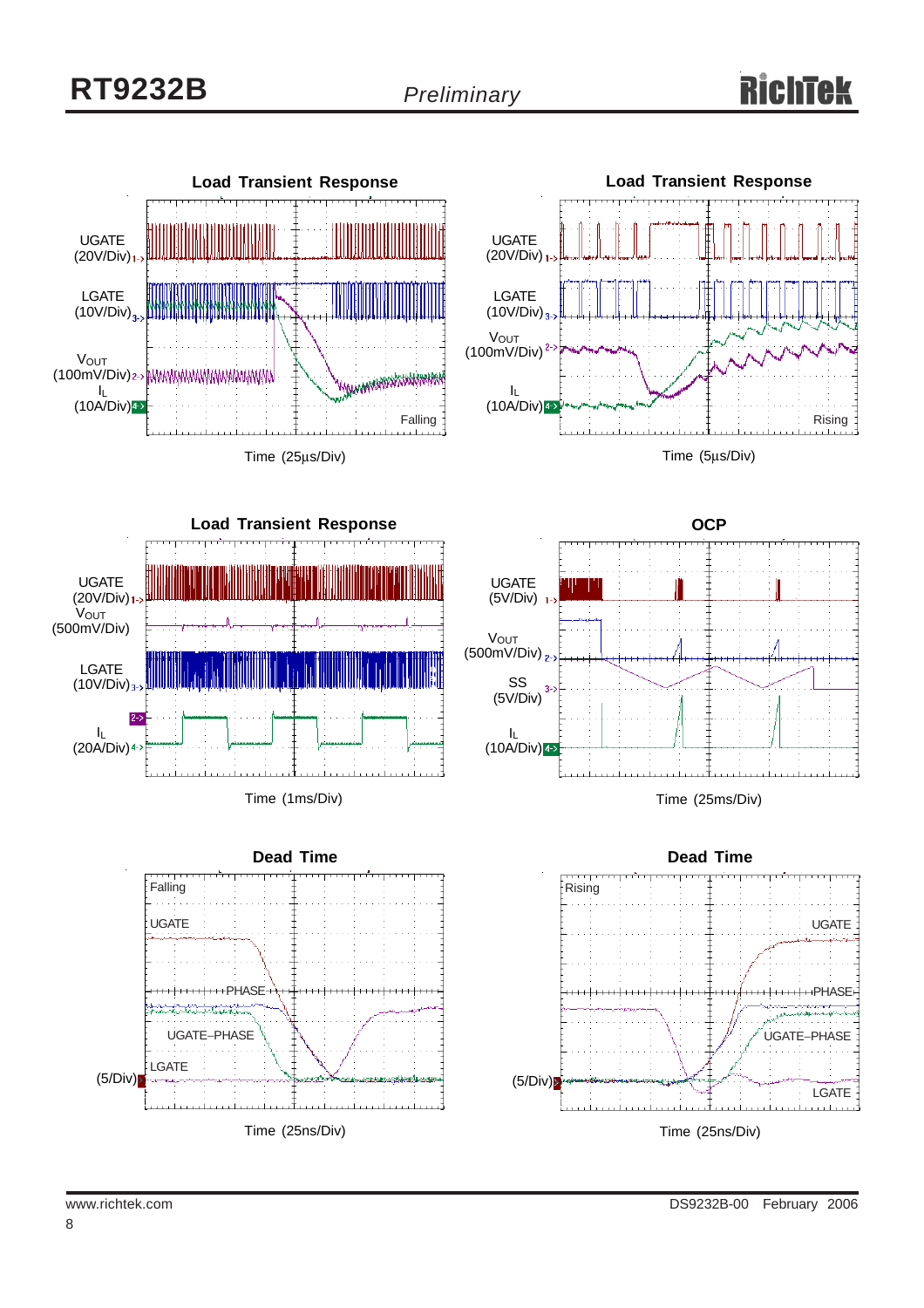### Load Transient Response

UGATE (20V/Div)

LGATE (10V/Div)

$V_{OUT}$ (100mV/Div)

$I_L$ (10A/Div)

Falling

Time (25μs/Div)

### Load Transient Response

UGATE (20V/Div)

LGATE (10V/Div)

$V_{OUT}$ (100mV/Div)

$I_L$ (10A/Div)

Rising

Time (5μs/Div)

### Load Transient Response

UGATE (20V/Div)

$V_{OUT}$ (500mV/Div)

LGATE (10V/Div)

$I_L$ (20A/Div)

Time (1ms/Div)

### OCP

UGATE (5V/Div)

$V_{OUT}$ (500mV/Div)

SS (5V/Div)

$I_L$ (10A/Div)

Time (25ms/Div)

### Dead Time

Falling

UGATE

PHASE

UGATE−PHASE

LGATE

(5/Div)

Time (25ns/Div)

### Dead Time

Rising

UGATE

PHASE

UGATE−PHASE

LGATE

(5/Div)

Time (25ns/Div)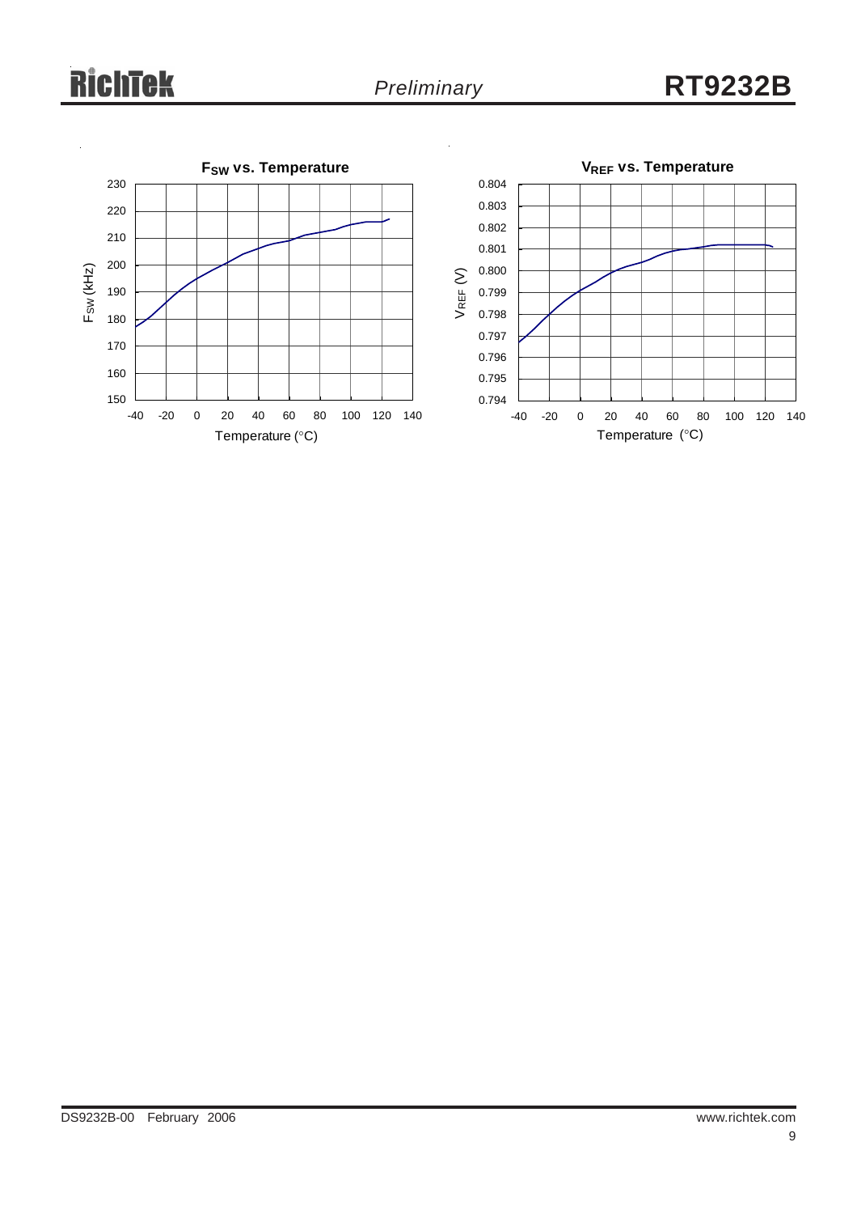**$F_{SW}$ vs. Temperature**

$F_{SW}$ (kHz) — 150 to 230

Temperature (°C) — -40 to 140

**$V_{REF}$ vs. Temperature**

$V_{REF}$ (V) — 0.794 to 0.804

Temperature (°C) — -40 to 140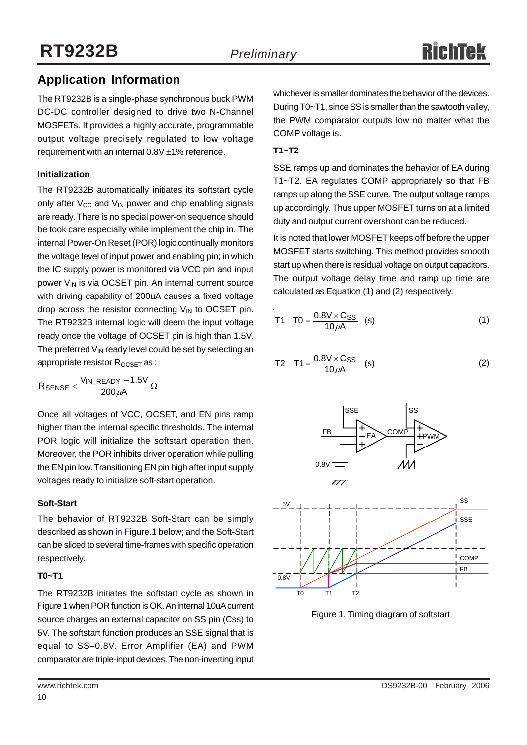## Application Information

The RT9232B is a single-phase synchronous buck PWM DC-DC controller designed to drive two N-Channel MOSFETs. It provides a highly accurate, programmable output voltage precisely regulated to low voltage requirement with an internal 0.8V ±1% reference.

### Initialization

The RT9232B automatically initiates its softstart cycle only after $V_{CC}$ and $V_{IN}$ power and chip enabling signals are ready. There is no special power-on sequence should be took care especially while implement the chip in. The internal Power-On Reset (POR) logic continually monitors the voltage level of input power and enabling pin; in which the IC supply power is monitored via VCC pin and input power $V_{IN}$ is via OCSET pin. An internal current source with driving capability of 200uA causes a fixed voltage drop across the resistor connecting $V_{IN}$ to OCSET pin. The RT9232B internal logic will deem the input voltage ready once the voltage of OCSET pin is high than 1.5V. The preferred $V_{IN}$ ready level could be set by selecting an appropriate resistor $R_{OCSET}$ as :

$$R_{SENSE} < \frac{V_{IN\_READY} - 1.5V}{200\mu A} \Omega$$

Once all voltages of VCC, OCSET, and EN pins ramp higher than the internal specific thresholds. The internal POR logic will initialize the softstart operation then. Moreover, the POR inhibits driver operation while pulling the EN pin low. Transitioning EN pin high after input supply voltages ready to initialize soft-start operation.

### Soft-Start

The behavior of RT9232B Soft-Start can be simply described as shown in Figure.1 below; and the Soft-Start can be sliced to several time-frames with specific operation respectively.

**T0~T1**

The RT9232B initiates the softstart cycle as shown in Figure 1 when POR function is OK. An internal 10uA current source charges an external capacitor on SS pin (Css) to 5V. The softstart function produces an SSE signal that is equal to SS−0.8V. Error Amplifier (EA) and PWM comparator are triple-input devices. The non-inverting input whichever is smaller dominates the behavior of the devices. During T0~T1, since SS is smaller than the sawtooth valley, the PWM comparator outputs low no matter what the COMP voltage is.

**T1~T2**

SSE ramps up and dominates the behavior of EA during T1~T2. EA regulates COMP appropriately so that FB ramps up along the SSE curve. The output voltage ramps up accordingly. Thus upper MOSFET turns on at a limited duty and output current overshoot can be reduced.

It is noted that lower MOSFET keeps off before the upper MOSFET starts switching. This method provides smooth start up when there is residual voltage on output capacitors. The output voltage delay time and ramp up time are calculated as Equation (1) and (2) respectively.

$$T1 - T0 = \frac{0.8V \times C_{SS}}{10\mu A} \text{ (s)} \quad (1)$$

$$T2 - T1 = \frac{0.8V \times C_{SS}}{10\mu A} \text{ (s)} \quad (2)$$

Figure 1. Timing diagram of softstart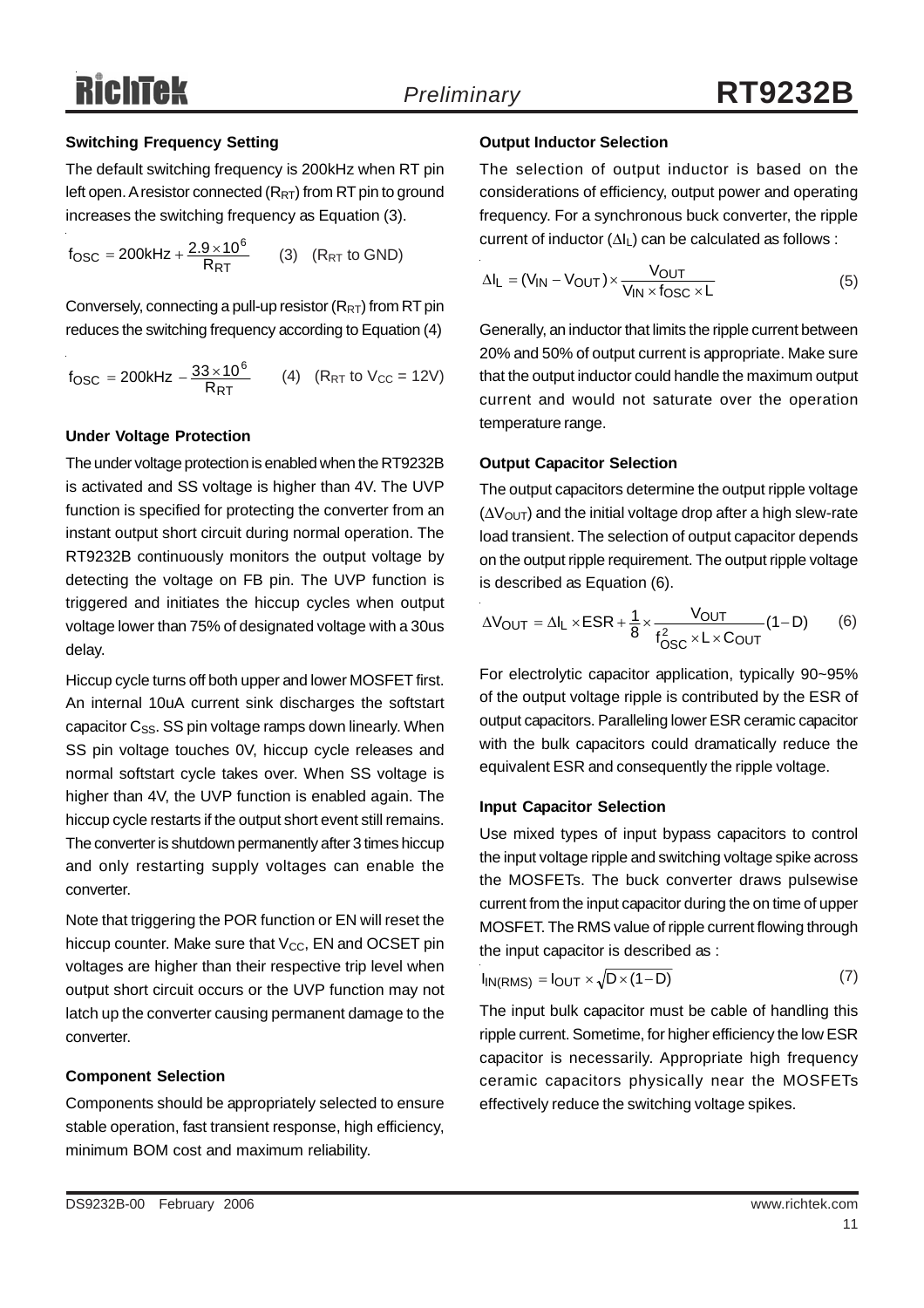### Switching Frequency Setting

The default switching frequency is 200kHz when RT pin left open. A resistor connected ($R_{RT}$) from RT pin to ground increases the switching frequency as Equation (3).

$$f_{OSC} = 200kHz + \frac{2.9 \times 10^6}{R_{RT}} \quad (3) \quad (R_{RT} \text{ to GND})$$

Conversely, connecting a pull-up resistor ($R_{RT}$) from RT pin reduces the switching frequency according to Equation (4)

$$f_{OSC} = 200kHz - \frac{33 \times 10^6}{R_{RT}} \quad (4) \quad (R_{RT} \text{ to } V_{CC} = 12V)$$

### Under Voltage Protection

The under voltage protection is enabled when the RT9232B is activated and SS voltage is higher than 4V. The UVP function is specified for protecting the converter from an instant output short circuit during normal operation. The RT9232B continuously monitors the output voltage by detecting the voltage on FB pin. The UVP function is triggered and initiates the hiccup cycles when output voltage lower than 75% of designated voltage with a 30us delay.

Hiccup cycle turns off both upper and lower MOSFET first. An internal 10uA current sink discharges the softstart capacitor $C_{SS}$. SS pin voltage ramps down linearly. When SS pin voltage touches 0V, hiccup cycle releases and normal softstart cycle takes over. When SS voltage is higher than 4V, the UVP function is enabled again. The hiccup cycle restarts if the output short event still remains. The converter is shutdown permanently after 3 times hiccup and only restarting supply voltages can enable the converter.

Note that triggering the POR function or EN will reset the hiccup counter. Make sure that $V_{CC}$, EN and OCSET pin voltages are higher than their respective trip level when output short circuit occurs or the UVP function may not latch up the converter causing permanent damage to the converter.

### Component Selection

Components should be appropriately selected to ensure stable operation, fast transient response, high efficiency, minimum BOM cost and maximum reliability.

### Output Inductor Selection

The selection of output inductor is based on the considerations of efficiency, output power and operating frequency. For a synchronous buck converter, the ripple current of inductor ($\Delta I_L$) can be calculated as follows :

$$\Delta I_L = (V_{IN} - V_{OUT}) \times \frac{V_{OUT}}{V_{IN} \times f_{OSC} \times L} \quad (5)$$

Generally, an inductor that limits the ripple current between 20% and 50% of output current is appropriate. Make sure that the output inductor could handle the maximum output current and would not saturate over the operation temperature range.

### Output Capacitor Selection

The output capacitors determine the output ripple voltage ($\Delta V_{OUT}$) and the initial voltage drop after a high slew-rate load transient. The selection of output capacitor depends on the output ripple requirement. The output ripple voltage is described as Equation (6).

$$\Delta V_{OUT} = \Delta I_L \times ESR + \frac{1}{8} \times \frac{V_{OUT}}{f_{OSC}^2 \times L \times C_{OUT}} (1 - D) \quad (6)$$

For electrolytic capacitor application, typically 90~95% of the output voltage ripple is contributed by the ESR of output capacitors. Paralleling lower ESR ceramic capacitor with the bulk capacitors could dramatically reduce the equivalent ESR and consequently the ripple voltage.

### Input Capacitor Selection

Use mixed types of input bypass capacitors to control the input voltage ripple and switching voltage spike across the MOSFETs. The buck converter draws pulsewise current from the input capacitor during the on time of upper MOSFET. The RMS value of ripple current flowing through the input capacitor is described as :

$$I_{IN(RMS)} = I_{OUT} \times \sqrt{D \times (1 - D)} \quad (7)$$

The input bulk capacitor must be cable of handling this ripple current. Sometime, for higher efficiency the low ESR capacitor is necessarily. Appropriate high frequency ceramic capacitors physically near the MOSFETs effectively reduce the switching voltage spikes.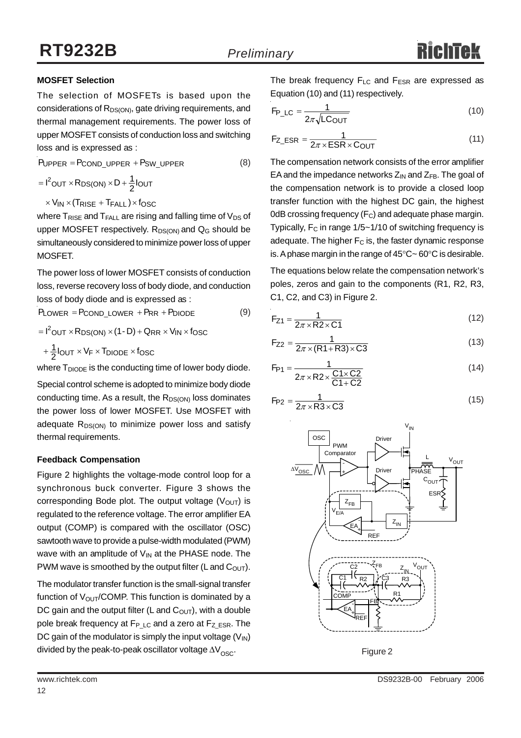### MOSFET Selection

The selection of MOSFETs is based upon the considerations of $R_{DS(ON)}$, gate driving requirements, and thermal management requirements. The power loss of upper MOSFET consists of conduction loss and switching loss and is expressed as :

$$P_{UPPER} = P_{COND\_UPPER} + P_{SW\_UPPER} \quad (8)$$

$$= I^2_{OUT} \times R_{DS(ON)} \times D + \frac{1}{2} I_{OUT} \times V_{IN} \times (T_{RISE} + T_{FALL}) \times f_{OSC}$$

where $T_{RISE}$ and $T_{FALL}$ are rising and falling time of $V_{DS}$ of upper MOSFET respectively. $R_{DS(ON)}$ and $Q_G$ should be simultaneously considered to minimize power loss of upper MOSFET.

The power loss of lower MOSFET consists of conduction loss, reverse recovery loss of body diode, and conduction loss of body diode and is expressed as :

$$P_{LOWER} = P_{COND\_LOWER} + P_{RR} + P_{DIODE} \quad (9)$$

$$= I^2_{OUT} \times R_{DS(ON)} \times (1-D) + Q_{RR} \times V_{IN} \times f_{OSC} + \frac{1}{2} I_{OUT} \times V_F \times T_{DIODE} \times f_{OSC}$$

where $T_{DIODE}$ is the conducting time of lower body diode.

Special control scheme is adopted to minimize body diode conducting time. As a result, the $R_{DS(ON)}$ loss dominates the power loss of lower MOSFET. Use MOSFET with adequate $R_{DS(ON)}$ to minimize power loss and satisfy thermal requirements.

### Feedback Compensation

Figure 2 highlights the voltage-mode control loop for a synchronous buck converter. Figure 3 shows the corresponding Bode plot. The output voltage ($V_{OUT}$) is regulated to the reference voltage. The error amplifier EA output (COMP) is compared with the oscillator (OSC) sawtooth wave to provide a pulse-width modulated (PWM) wave with an amplitude of $V_{IN}$ at the PHASE node. The PWM wave is smoothed by the output filter (L and $C_{OUT}$).

The modulator transfer function is the small-signal transfer function of $V_{OUT}$/COMP. This function is dominated by a DC gain and the output filter (L and $C_{OUT}$), with a double pole break frequency at $F_{P\_LC}$ and a zero at $F_{Z\_ESR}$. The DC gain of the modulator is simply the input voltage ($V_{IN}$) divided by the peak-to-peak oscillator voltage $\Delta V_{OSC}$.

The break frequency $F_{LC}$ and $F_{ESR}$ are expressed as Equation (10) and (11) respectively.

$$F_{P\_LC} = \frac{1}{2\pi\sqrt{LC_{OUT}}} \quad (10)$$

$$F_{Z\_ESR} = \frac{1}{2\pi \times ESR \times C_{OUT}} \quad (11)$$

The compensation network consists of the error amplifier EA and the impedance networks $Z_{IN}$ and $Z_{FB}$. The goal of the compensation network is to provide a closed loop transfer function with the highest DC gain, the highest 0dB crossing frequency ($F_C$) and adequate phase margin. Typically, $F_C$ in range 1/5~1/10 of switching frequency is adequate. The higher $F_C$ is, the faster dynamic response is. A phase margin in the range of 45°C~ 60°C is desirable.

The equations below relate the compensation network's poles, zeros and gain to the components (R1, R2, R3, C1, C2, and C3) in Figure 2.

$$F_{Z1} = \frac{1}{2\pi \times R2 \times C1} \quad (12)$$

$$F_{Z2} = \frac{1}{2\pi \times (R1 + R3) \times C3} \quad (13)$$

$$F_{P1} = \frac{1}{2\pi \times R2 \times \frac{C1 \times C2}{C1 + C2}} \quad (14)$$

$$F_{P2} = \frac{1}{2\pi \times R3 \times C3} \quad (15)$$

Figure 2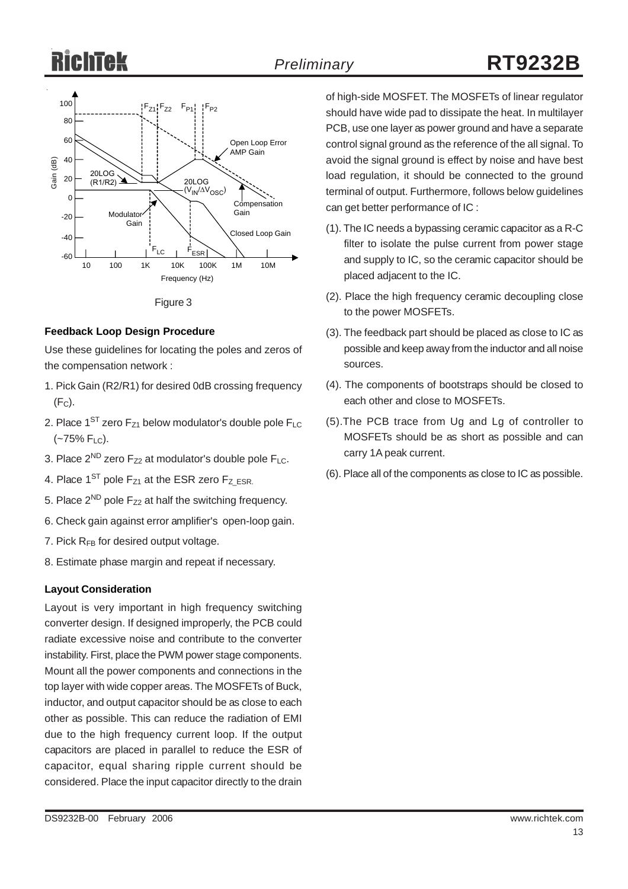Figure 3

### Feedback Loop Design Procedure

Use these guidelines for locating the poles and zeros of the compensation network :

1. Pick Gain (R2/R1) for desired 0dB crossing frequency ($F_C$).
2. Place 1ST zero $F_{Z1}$ below modulator's double pole $F_{LC}$ (~75% $F_{LC}$).
3. Place 2ND zero $F_{Z2}$ at modulator's double pole $F_{LC}$.
4. Place 1ST pole $F_{Z1}$ at the ESR zero $F_{Z\_ESR.}$
5. Place 2ND pole $F_{Z2}$ at half the switching frequency.
6. Check gain against error amplifier's open-loop gain.
7. Pick $R_{FB}$ for desired output voltage.
8. Estimate phase margin and repeat if necessary.

### Layout Consideration

Layout is very important in high frequency switching converter design. If designed improperly, the PCB could radiate excessive noise and contribute to the converter instability. First, place the PWM power stage components. Mount all the power components and connections in the top layer with wide copper areas. The MOSFETs of Buck, inductor, and output capacitor should be as close to each other as possible. This can reduce the radiation of EMI due to the high frequency current loop. If the output capacitors are placed in parallel to reduce the ESR of capacitor, equal sharing ripple current should be considered. Place the input capacitor directly to the drain of high-side MOSFET. The MOSFETs of linear regulator should have wide pad to dissipate the heat. In multilayer PCB, use one layer as power ground and have a separate control signal ground as the reference of the all signal. To avoid the signal ground is effect by noise and have best load regulation, it should be connected to the ground terminal of output. Furthermore, follows below guidelines can get better performance of IC :

(1). The IC needs a bypassing ceramic capacitor as a R-C filter to isolate the pulse current from power stage and supply to IC, so the ceramic capacitor should be placed adjacent to the IC.

(2). Place the high frequency ceramic decoupling close to the power MOSFETs.

(3). The feedback part should be placed as close to IC as possible and keep away from the inductor and all noise sources.

(4). The components of bootstraps should be closed to each other and close to MOSFETs.

(5).The PCB trace from Ug and Lg of controller to MOSFETs should be as short as possible and can carry 1A peak current.

(6). Place all of the components as close to IC as possible.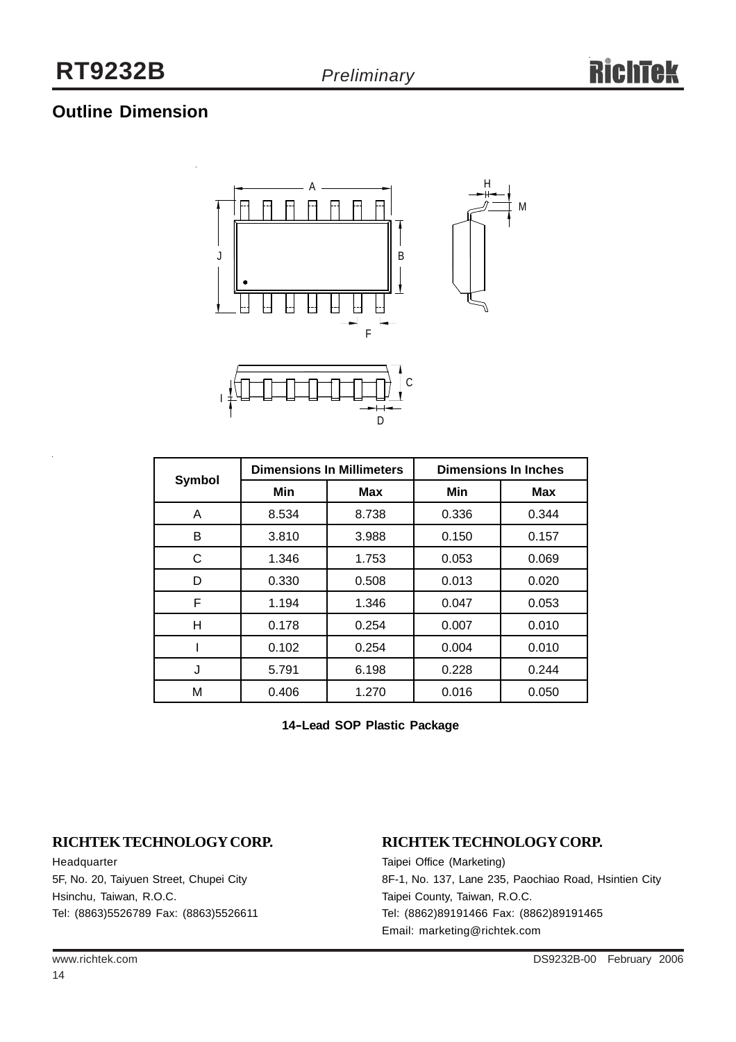## Outline Dimension

A
H
M
J
B
F
C
I
D

| Symbol | Dimensions In Millimeters | | Dimensions In Inches | |
|---|---|---|---|---|
| | Min | Max | Min | Max |
| A | 8.534 | 8.738 | 0.336 | 0.344 |
| B | 3.810 | 3.988 | 0.150 | 0.157 |
| C | 1.346 | 1.753 | 0.053 | 0.069 |
| D | 0.330 | 0.508 | 0.013 | 0.020 |
| F | 1.194 | 1.346 | 0.047 | 0.053 |
| H | 0.178 | 0.254 | 0.007 | 0.010 |
| I | 0.102 | 0.254 | 0.004 | 0.010 |
| J | 5.791 | 6.198 | 0.228 | 0.244 |
| M | 0.406 | 1.270 | 0.016 | 0.050 |

**14–Lead SOP Plastic Package**

**RICHTEK TECHNOLOGY CORP.**

Headquarter
5F, No. 20, Taiyuen Street, Chupei City
Hsinchu, Taiwan, R.O.C.
Tel: (8863)5526789 Fax: (8863)5526611

**RICHTEK TECHNOLOGY CORP.**

Taipei Office (Marketing)
8F-1, No. 137, Lane 235, Paochiao Road, Hsintien City
Taipei County, Taiwan, R.O.C.
Tel: (8862)89191466 Fax: (8862)89191465
Email: marketing@richtek.com